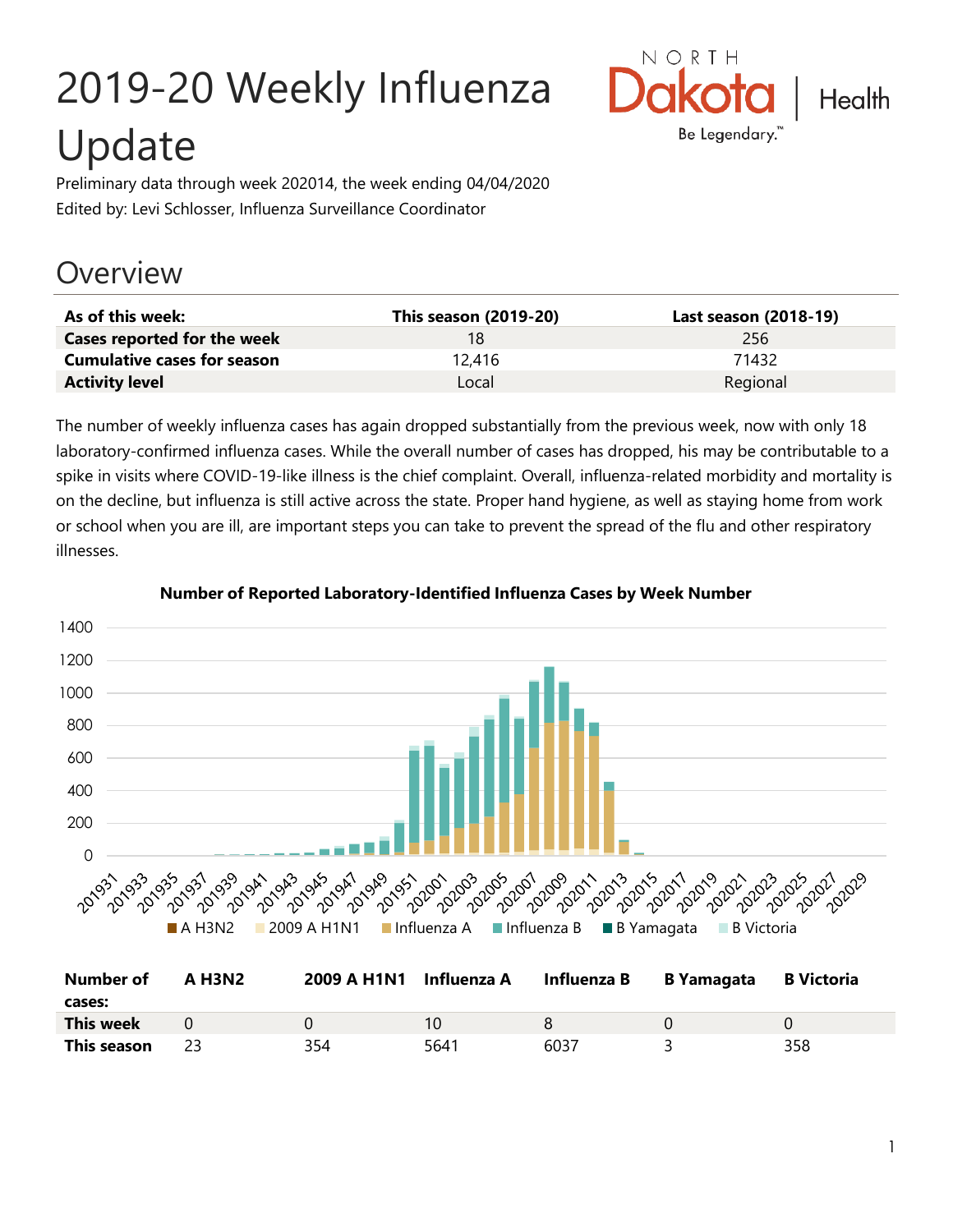# 2019-20 Weekly Influenza Update

Preliminary data through week 202014, the week ending 04/04/2020

Edited by: Levi Schlosser, Influenza Surveillance Coordinator

## Overview

| As of this week: | This season (2019-20) | Last season (2018-19) |
|---|---|---|
| **Cases reported for the week** | 18 | 256 |
| **Cumulative cases for season** | 12,416 | 71432 |
| **Activity level** | Local | Regional |

The number of weekly influenza cases has again dropped substantially from the previous week, now with only 18 laboratory-confirmed influenza cases. While the overall number of cases has dropped, his may be contributable to a spike in visits where COVID-19-like illness is the chief complaint. Overall, influenza-related morbidity and mortality is on the decline, but influenza is still active across the state. Proper hand hygiene, as well as staying home from work or school when you are ill, are important steps you can take to prevent the spread of the flu and other respiratory illnesses.

**Number of Reported Laboratory-Identified Influenza Cases by Week Number**

| Number of cases: | A H3N2 | 2009 A H1N1 | Influenza A | Influenza B | B Yamagata | B Victoria |
|---|---|---|---|---|---|---|
| **This week** | 0 | 0 | 10 | 8 | 0 | 0 |
| **This season** | 23 | 354 | 5641 | 6037 | 3 | 358 |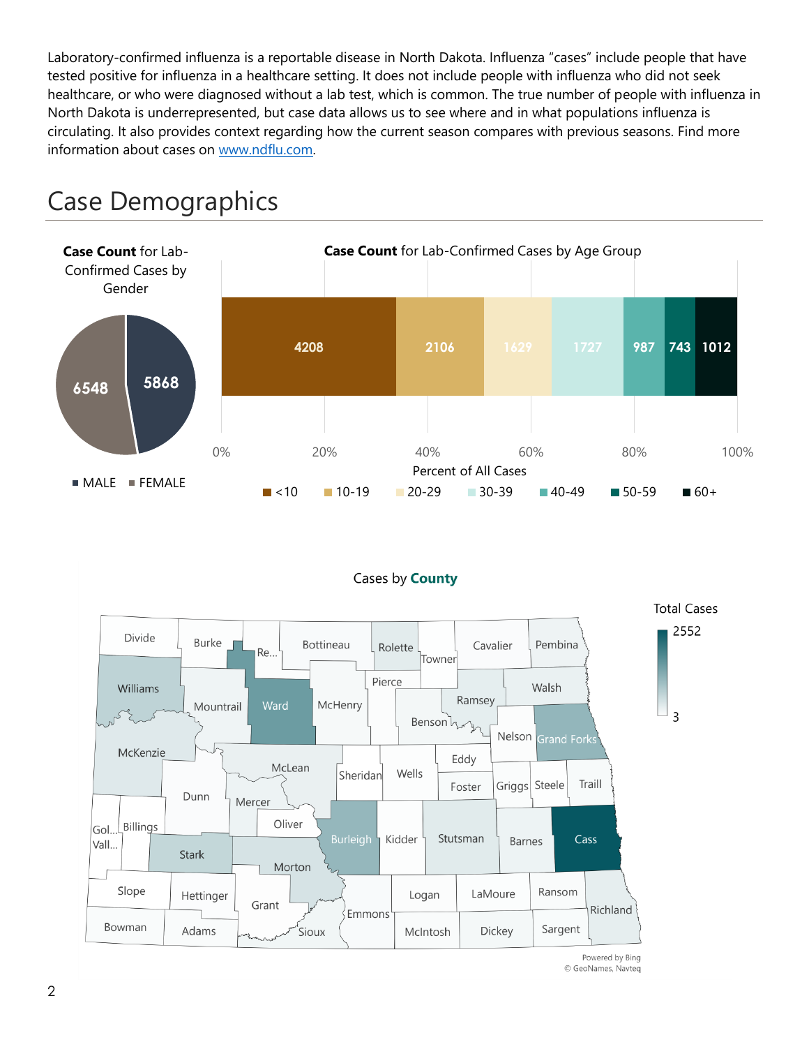Laboratory-confirmed influenza is a reportable disease in North Dakota. Influenza "cases" include people that have tested positive for influenza in a healthcare setting. It does not include people with influenza who did not seek healthcare, or who were diagnosed without a lab test, which is common. The true number of people with influenza in North Dakota is underrepresented, but case data allows us to see where and in what populations influenza is circulating. It also provides context regarding how the current season compares with previous seasons. Find more information about cases on www.ndflu.com.

# Case Demographics

**Case Count** for Lab-Confirmed Cases by Gender

| Gender | Case Count |
|---|---|
| MALE | 5868 |
| FEMALE | 6548 |

**Case Count** for Lab-Confirmed Cases by Age Group

| Age Group | Case Count |
|---|---|
| <10 | 4208 |
| 10-19 | 2106 |
| 20-29 | 1629 |
| 30-39 | 1727 |
| 40-49 | 987 |
| 50-59 | 743 |
| 60+ | 1012 |

Percent of All Cases: 0% 20% 40% 60% 80% 100%

Cases by **County**

Total Cases: 3 – 2552

Divide, Burke, Re..., Bottineau, Rolette, Towner, Cavalier, Pembina, Williams, Mountrail, Ward, McHenry, Pierce, Ramsey, Walsh, Benson, Nelson, Grand Forks, McKenzie, McLean, Sheridan, Wells, Eddy, Foster, Griggs, Steele, Traill, Dunn, Mercer, Oliver, Gol... Vall..., Billings, Stark, Morton, Burleigh, Kidder, Stutsman, Barnes, Cass, Slope, Hettinger, Grant, Sioux, Emmons, Logan, LaMoure, Ransom, Richland, Bowman, Adams, McIntosh, Dickey, Sargent

Powered by Bing
© GeoNames, Navteq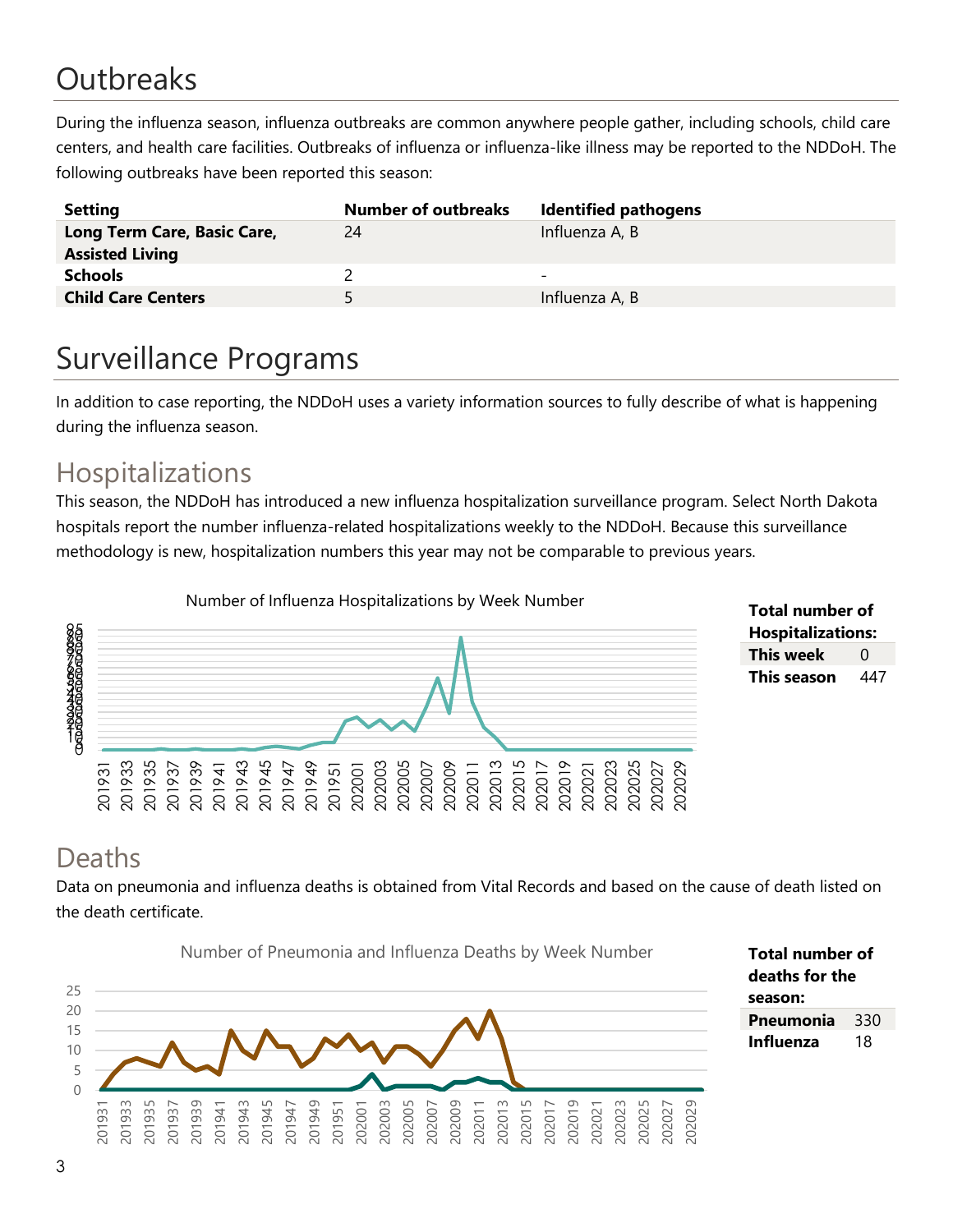# Outbreaks

During the influenza season, influenza outbreaks are common anywhere people gather, including schools, child care centers, and health care facilities. Outbreaks of influenza or influenza-like illness may be reported to the NDDoH. The following outbreaks have been reported this season:

| Setting | Number of outbreaks | Identified pathogens |
|---|---|---|
| **Long Term Care, Basic Care, Assisted Living** | 24 | Influenza A, B |
| **Schools** | 2 | - |
| **Child Care Centers** | 5 | Influenza A, B |

# Surveillance Programs

In addition to case reporting, the NDDoH uses a variety information sources to fully describe of what is happening during the influenza season.

## Hospitalizations

This season, the NDDoH has introduced a new influenza hospitalization surveillance program. Select North Dakota hospitals report the number influenza-related hospitalizations weekly to the NDDoH. Because this surveillance methodology is new, hospitalization numbers this year may not be comparable to previous years.

Number of Influenza Hospitalizations by Week Number

| **Total number of Hospitalizations:** | |
|---|---|
| **This week** | 0 |
| **This season** | 447 |

## Deaths

Data on pneumonia and influenza deaths is obtained from Vital Records and based on the cause of death listed on the death certificate.

Number of Pneumonia and Influenza Deaths by Week Number

| **Total number of deaths for the season:** | |
|---|---|
| **Pneumonia** | 330 |
| **Influenza** | 18 |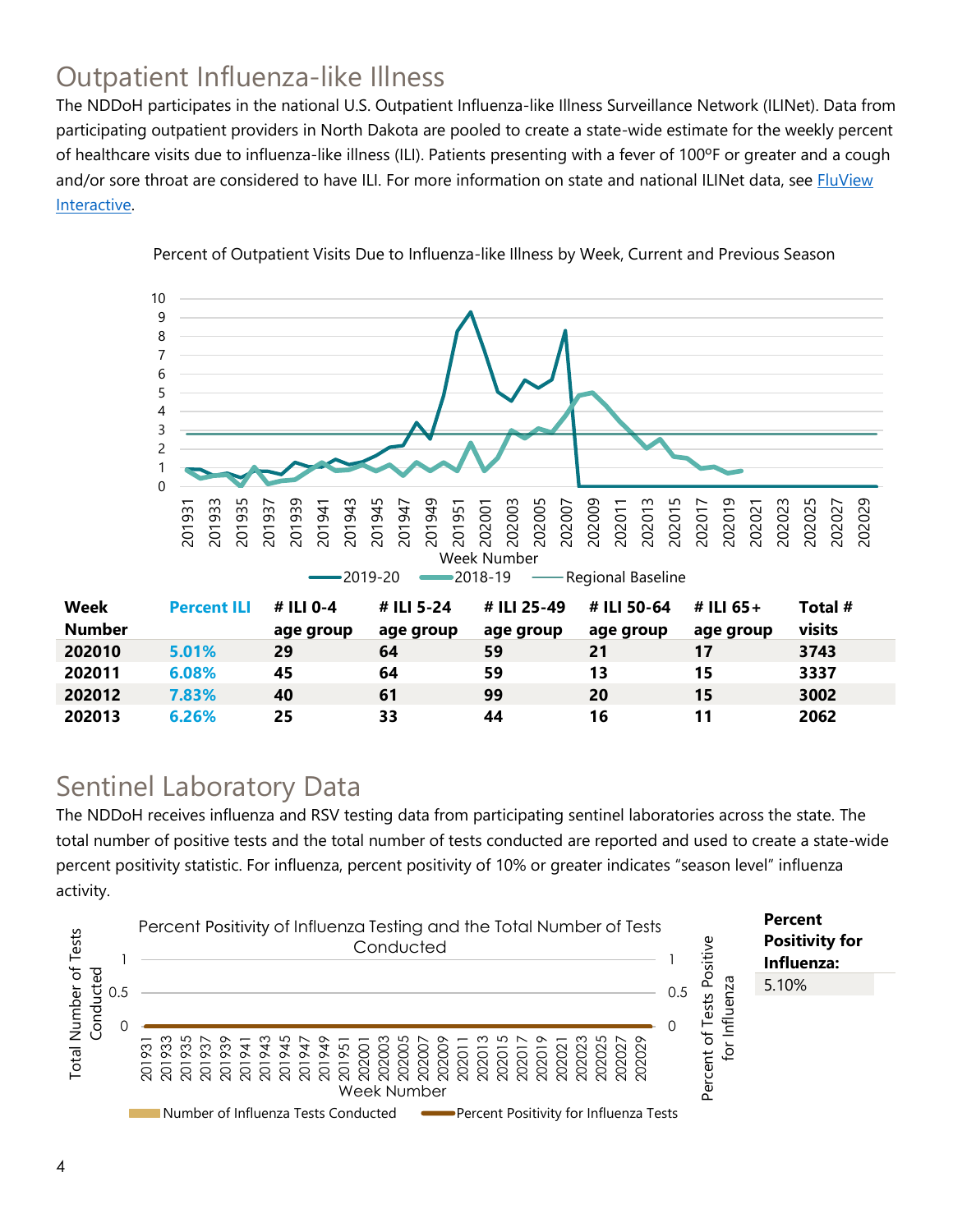## Outpatient Influenza-like Illness

The NDDoH participates in the national U.S. Outpatient Influenza-like Illness Surveillance Network (ILINet). Data from participating outpatient providers in North Dakota are pooled to create a state-wide estimate for the weekly percent of healthcare visits due to influenza-like illness (ILI). Patients presenting with a fever of 100ºF or greater and a cough and/or sore throat are considered to have ILI. For more information on state and national ILINet data, see [FluView Interactive](FluView Interactive).

Percent of Outpatient Visits Due to Influenza-like Illness by Week, Current and Previous Season

| Week Number | Percent ILI | # ILI 0-4 age group | # ILI 5-24 age group | # ILI 25-49 age group | # ILI 50-64 age group | # ILI 65+ age group | Total # visits |
|---|---|---|---|---|---|---|---|
| 202010 | 5.01% | 29 | 64 | 59 | 21 | 17 | 3743 |
| 202011 | 6.08% | 45 | 64 | 59 | 13 | 15 | 3337 |
| 202012 | 7.83% | 40 | 61 | 99 | 20 | 15 | 3002 |
| 202013 | 6.26% | 25 | 33 | 44 | 16 | 11 | 2062 |

## Sentinel Laboratory Data

The NDDoH receives influenza and RSV testing data from participating sentinel laboratories across the state. The total number of positive tests and the total number of tests conducted are reported and used to create a state-wide percent positivity statistic. For influenza, percent positivity of 10% or greater indicates "season level" influenza activity.

Percent Positivity of Influenza Testing and the Total Number of Tests Conducted

| Percent Positivity for Influenza: |
|---|
| 5.10% |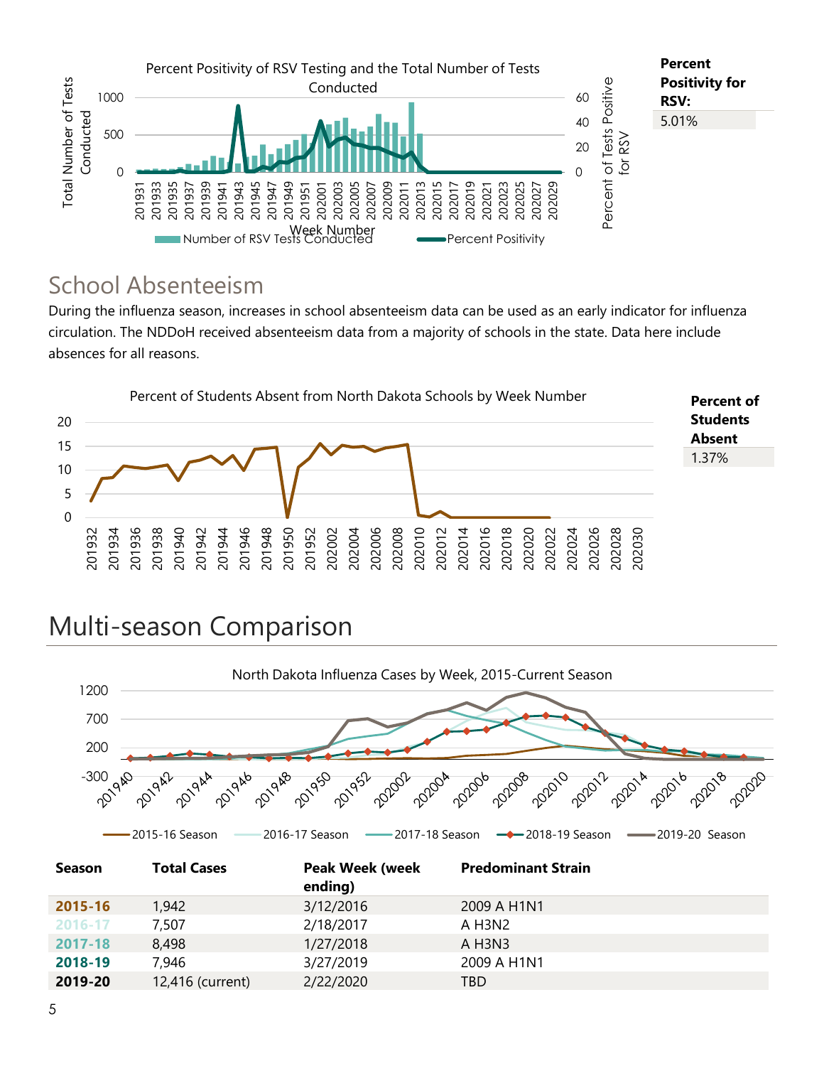Percent Positivity of RSV Testing and the Total Number of Tests Conducted

| Percent Positivity for RSV: |
| --- |
| 5.01% |

## School Absenteeism

During the influenza season, increases in school absenteeism data can be used as an early indicator for influenza circulation. The NDDoH received absenteeism data from a majority of schools in the state. Data here include absences for all reasons.

Percent of Students Absent from North Dakota Schools by Week Number

| Percent of Students Absent |
| --- |
| 1.37% |

# Multi-season Comparison

North Dakota Influenza Cases by Week, 2015-Current Season

| Season | Total Cases | Peak Week (week ending) | Predominant Strain |
| --- | --- | --- | --- |
| **2015-16** | 1,942 | 3/12/2016 | 2009 A H1N1 |
| **2016-17** | 7,507 | 2/18/2017 | A H3N2 |
| **2017-18** | 8,498 | 1/27/2018 | A H3N3 |
| **2018-19** | 7,946 | 3/27/2019 | 2009 A H1N1 |
| **2019-20** | 12,416 (current) | 2/22/2020 | TBD |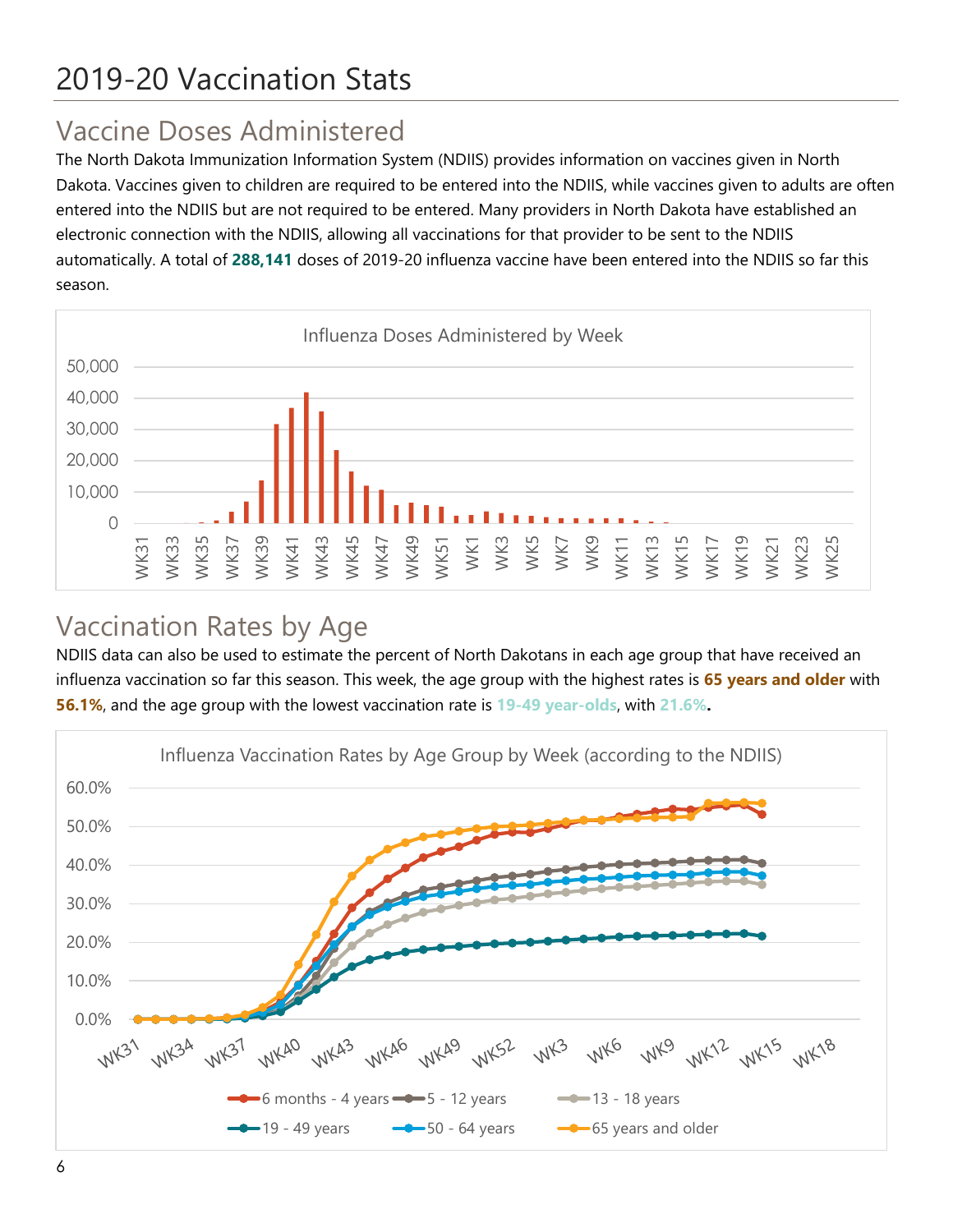# 2019-20 Vaccination Stats

## Vaccine Doses Administered

The North Dakota Immunization Information System (NDIIS) provides information on vaccines given in North Dakota. Vaccines given to children are required to be entered into the NDIIS, while vaccines given to adults are often entered into the NDIIS but are not required to be entered. Many providers in North Dakota have established an electronic connection with the NDIIS, allowing all vaccinations for that provider to be sent to the NDIIS automatically. A total of **288,141** doses of 2019-20 influenza vaccine have been entered into the NDIIS so far this season.

Influenza Doses Administered by Week

50,000
40,000
30,000
20,000
10,000
0

WK31 WK33 WK35 WK37 WK39 WK41 WK43 WK45 WK47 WK49 WK51 WK1 WK3 WK5 WK7 WK9 WK11 WK13 WK15 WK17 WK19 WK21 WK23 WK25

## Vaccination Rates by Age

NDIIS data can also be used to estimate the percent of North Dakotans in each age group that have received an influenza vaccination so far this season. This week, the age group with the highest rates is **65 years and older** with **56.1%**, and the age group with the lowest vaccination rate is **19-49 year-olds**, with **21.6%**.

Influenza Vaccination Rates by Age Group by Week (according to the NDIIS)

60.0%
50.0%
40.0%
30.0%
20.0%
10.0%
0.0%

WK31 WK34 WK37 WK40 WK43 WK46 WK49 WK52 WK3 WK6 WK9 WK12 WK15 WK18

6 months - 4 years
5 - 12 years
13 - 18 years
19 - 49 years
50 - 64 years
65 years and older